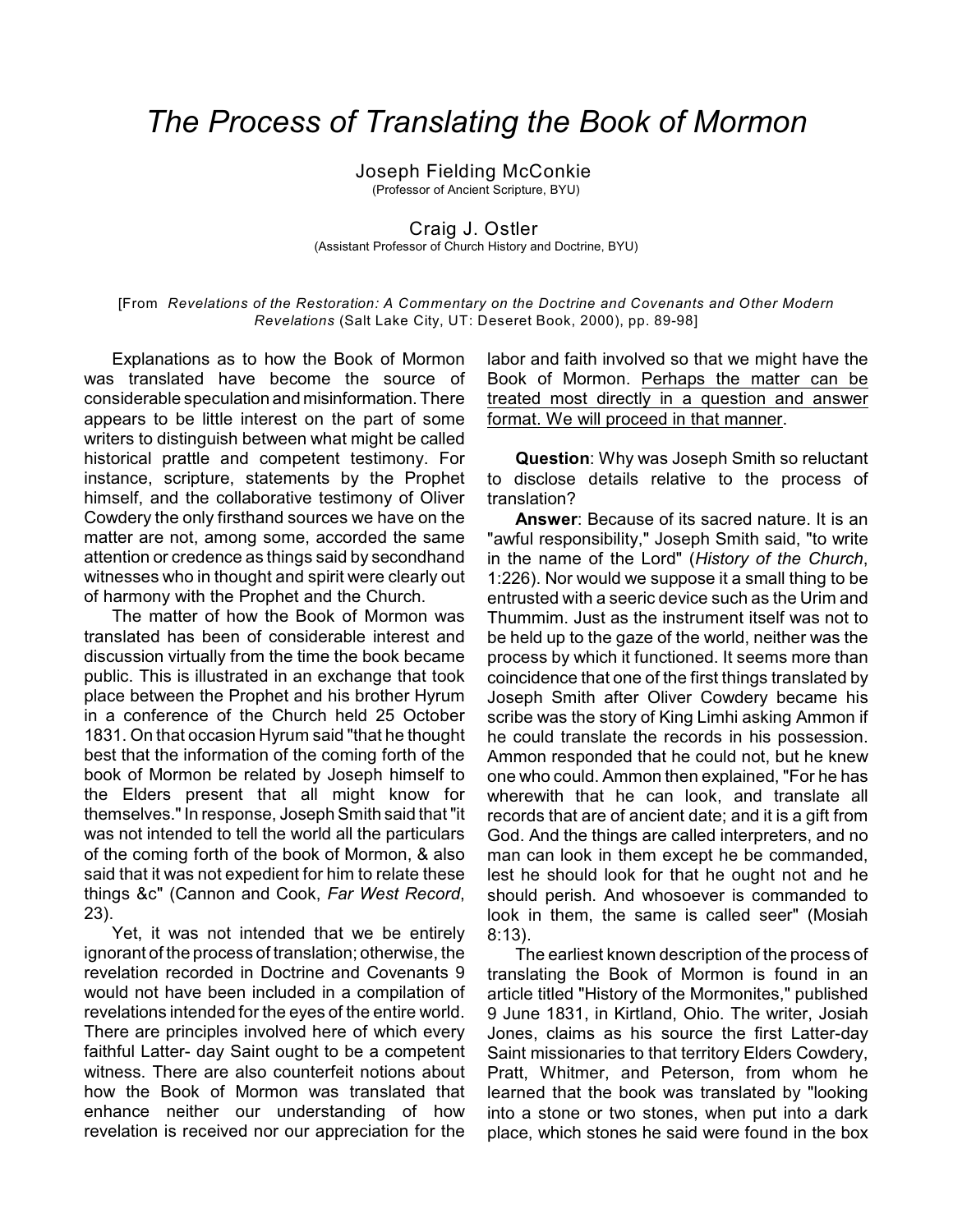# *The Process of Translating the Book of Mormon*

Joseph Fielding McConkie
(Professor of Ancient Scripture, BYU)

Craig J. Ostler
(Assistant Professor of Church History and Doctrine, BYU)

[From *Revelations of the Restoration: A Commentary on the Doctrine and Covenants and Other Modern Revelations* (Salt Lake City, UT: Deseret Book, 2000), pp. 89-98]

Explanations as to how the Book of Mormon was translated have become the source of considerable speculation and misinformation. There appears to be little interest on the part of some writers to distinguish between what might be called historical prattle and competent testimony. For instance, scripture, statements by the Prophet himself, and the collaborative testimony of Oliver Cowdery the only firsthand sources we have on the matter are not, among some, accorded the same attention or credence as things said by secondhand witnesses who in thought and spirit were clearly out of harmony with the Prophet and the Church.

The matter of how the Book of Mormon was translated has been of considerable interest and discussion virtually from the time the book became public. This is illustrated in an exchange that took place between the Prophet and his brother Hyrum in a conference of the Church held 25 October 1831. On that occasion Hyrum said "that he thought best that the information of the coming forth of the book of Mormon be related by Joseph himself to the Elders present that all might know for themselves." In response, Joseph Smith said that "it was not intended to tell the world all the particulars of the coming forth of the book of Mormon, & also said that it was not expedient for him to relate these things &c" (Cannon and Cook, *Far West Record*, 23).

Yet, it was not intended that we be entirely ignorant of the process of translation; otherwise, the revelation recorded in Doctrine and Covenants 9 would not have been included in a compilation of revelations intended for the eyes of the entire world. There are principles involved here of which every faithful Latter- day Saint ought to be a competent witness. There are also counterfeit notions about how the Book of Mormon was translated that enhance neither our understanding of how revelation is received nor our appreciation for the labor and faith involved so that we might have the Book of Mormon. Perhaps the matter can be treated most directly in a question and answer format. We will proceed in that manner.

**Question**: Why was Joseph Smith so reluctant to disclose details relative to the process of translation?

**Answer**: Because of its sacred nature. It is an "awful responsibility," Joseph Smith said, "to write in the name of the Lord" (*History of the Church*, 1:226). Nor would we suppose it a small thing to be entrusted with a seeric device such as the Urim and Thummim. Just as the instrument itself was not to be held up to the gaze of the world, neither was the process by which it functioned. It seems more than coincidence that one of the first things translated by Joseph Smith after Oliver Cowdery became his scribe was the story of King Limhi asking Ammon if he could translate the records in his possession. Ammon responded that he could not, but he knew one who could. Ammon then explained, "For he has wherewith that he can look, and translate all records that are of ancient date; and it is a gift from God. And the things are called interpreters, and no man can look in them except he be commanded, lest he should look for that he ought not and he should perish. And whosoever is commanded to look in them, the same is called seer" (Mosiah 8:13).

The earliest known description of the process of translating the Book of Mormon is found in an article titled "History of the Mormonites," published 9 June 1831, in Kirtland, Ohio. The writer, Josiah Jones, claims as his source the first Latter-day Saint missionaries to that territory Elders Cowdery, Pratt, Whitmer, and Peterson, from whom he learned that the book was translated by "looking into a stone or two stones, when put into a dark place, which stones he said were found in the box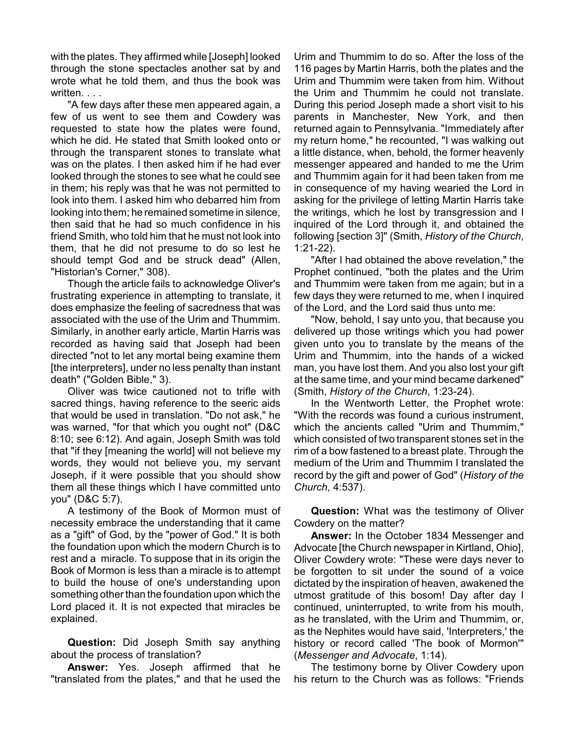with the plates. They affirmed while [Joseph] looked through the stone spectacles another sat by and wrote what he told them, and thus the book was written. . . .

"A few days after these men appeared again, a few of us went to see them and Cowdery was requested to state how the plates were found, which he did. He stated that Smith looked onto or through the transparent stones to translate what was on the plates. I then asked him if he had ever looked through the stones to see what he could see in them; his reply was that he was not permitted to look into them. I asked him who debarred him from looking into them; he remained sometime in silence, then said that he had so much confidence in his friend Smith, who told him that he must not look into them, that he did not presume to do so lest he should tempt God and be struck dead" (Allen, "Historian's Corner," 308).

Though the article fails to acknowledge Oliver's frustrating experience in attempting to translate, it does emphasize the feeling of sacredness that was associated with the use of the Urim and Thummim. Similarly, in another early article, Martin Harris was recorded as having said that Joseph had been directed "not to let any mortal being examine them [the interpreters], under no less penalty than instant death" ("Golden Bible," 3).

Oliver was twice cautioned not to trifle with sacred things, having reference to the seeric aids that would be used in translation. "Do not ask," he was warned, "for that which you ought not" (D&C 8:10; see 6:12). And again, Joseph Smith was told that "if they [meaning the world] will not believe my words, they would not believe you, my servant Joseph, if it were possible that you should show them all these things which I have committed unto you" (D&C 5:7).

A testimony of the Book of Mormon must of necessity embrace the understanding that it came as a "gift" of God, by the "power of God." It is both the foundation upon which the modern Church is to rest and a miracle. To suppose that in its origin the Book of Mormon is less than a miracle is to attempt to build the house of one's understanding upon something other than the foundation upon which the Lord placed it. It is not expected that miracles be explained.

**Question:** Did Joseph Smith say anything about the process of translation?

**Answer:** Yes. Joseph affirmed that he "translated from the plates," and that he used the Urim and Thummim to do so. After the loss of the 116 pages by Martin Harris, both the plates and the Urim and Thummim were taken from him. Without the Urim and Thummim he could not translate. During this period Joseph made a short visit to his parents in Manchester, New York, and then returned again to Pennsylvania. "Immediately after my return home," he recounted, "I was walking out a little distance, when, behold, the former heavenly messenger appeared and handed to me the Urim and Thummim again for it had been taken from me in consequence of my having wearied the Lord in asking for the privilege of letting Martin Harris take the writings, which he lost by transgression and I inquired of the Lord through it, and obtained the following [section 3]" (Smith, *History of the Church*, 1:21-22).

"After I had obtained the above revelation," the Prophet continued, "both the plates and the Urim and Thummim were taken from me again; but in a few days they were returned to me, when I inquired of the Lord, and the Lord said thus unto me:

"Now, behold, I say unto you, that because you delivered up those writings which you had power given unto you to translate by the means of the Urim and Thummim, into the hands of a wicked man, you have lost them. And you also lost your gift at the same time, and your mind became darkened" (Smith, *History of the Church*, 1:23-24).

In the Wentworth Letter, the Prophet wrote: "With the records was found a curious instrument, which the ancients called "Urim and Thummim," which consisted of two transparent stones set in the rim of a bow fastened to a breast plate. Through the medium of the Urim and Thummim I translated the record by the gift and power of God" (*History of the Church*, 4:537).

**Question:** What was the testimony of Oliver Cowdery on the matter?

**Answer:** In the October 1834 Messenger and Advocate [the Church newspaper in Kirtland, Ohio], Oliver Cowdery wrote: "These were days never to be forgotten to sit under the sound of a voice dictated by the inspiration of heaven, awakened the utmost gratitude of this bosom! Day after day I continued, uninterrupted, to write from his mouth, as he translated, with the Urim and Thummim, or, as the Nephites would have said, 'Interpreters,' the history or record called 'The book of Mormon'" (*Messenger and Advocate*, 1:14).

The testimony borne by Oliver Cowdery upon his return to the Church was as follows: "Friends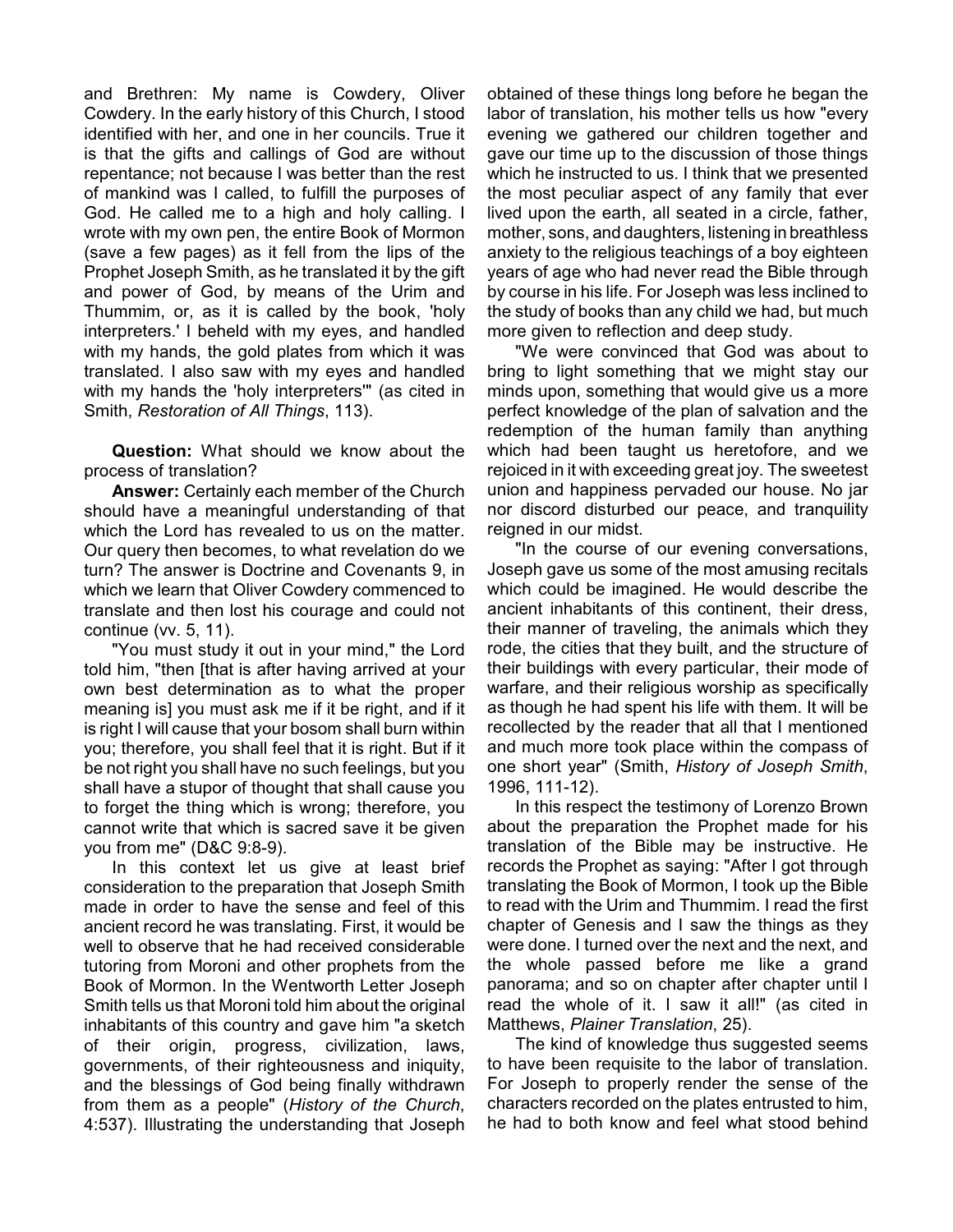and Brethren: My name is Cowdery, Oliver Cowdery. In the early history of this Church, I stood identified with her, and one in her councils. True it is that the gifts and callings of God are without repentance; not because I was better than the rest of mankind was I called, to fulfill the purposes of God. He called me to a high and holy calling. I wrote with my own pen, the entire Book of Mormon (save a few pages) as it fell from the lips of the Prophet Joseph Smith, as he translated it by the gift and power of God, by means of the Urim and Thummim, or, as it is called by the book, 'holy interpreters.' I beheld with my eyes, and handled with my hands, the gold plates from which it was translated. I also saw with my eyes and handled with my hands the 'holy interpreters'" (as cited in Smith, *Restoration of All Things*, 113).

**Question:** What should we know about the process of translation?

**Answer:** Certainly each member of the Church should have a meaningful understanding of that which the Lord has revealed to us on the matter. Our query then becomes, to what revelation do we turn? The answer is Doctrine and Covenants 9, in which we learn that Oliver Cowdery commenced to translate and then lost his courage and could not continue (vv. 5, 11).

"You must study it out in your mind," the Lord told him, "then [that is after having arrived at your own best determination as to what the proper meaning is] you must ask me if it be right, and if it is right I will cause that your bosom shall burn within you; therefore, you shall feel that it is right. But if it be not right you shall have no such feelings, but you shall have a stupor of thought that shall cause you to forget the thing which is wrong; therefore, you cannot write that which is sacred save it be given you from me" (D&C 9:8-9).

In this context let us give at least brief consideration to the preparation that Joseph Smith made in order to have the sense and feel of this ancient record he was translating. First, it would be well to observe that he had received considerable tutoring from Moroni and other prophets from the Book of Mormon. In the Wentworth Letter Joseph Smith tells us that Moroni told him about the original inhabitants of this country and gave him "a sketch of their origin, progress, civilization, laws, governments, of their righteousness and iniquity, and the blessings of God being finally withdrawn from them as a people" (*History of the Church*, 4:537). Illustrating the understanding that Joseph obtained of these things long before he began the labor of translation, his mother tells us how "every evening we gathered our children together and gave our time up to the discussion of those things which he instructed to us. I think that we presented the most peculiar aspect of any family that ever lived upon the earth, all seated in a circle, father, mother, sons, and daughters, listening in breathless anxiety to the religious teachings of a boy eighteen years of age who had never read the Bible through by course in his life. For Joseph was less inclined to the study of books than any child we had, but much more given to reflection and deep study.

"We were convinced that God was about to bring to light something that we might stay our minds upon, something that would give us a more perfect knowledge of the plan of salvation and the redemption of the human family than anything which had been taught us heretofore, and we rejoiced in it with exceeding great joy. The sweetest union and happiness pervaded our house. No jar nor discord disturbed our peace, and tranquility reigned in our midst.

"In the course of our evening conversations, Joseph gave us some of the most amusing recitals which could be imagined. He would describe the ancient inhabitants of this continent, their dress, their manner of traveling, the animals which they rode, the cities that they built, and the structure of their buildings with every particular, their mode of warfare, and their religious worship as specifically as though he had spent his life with them. It will be recollected by the reader that all that I mentioned and much more took place within the compass of one short year" (Smith, *History of Joseph Smith*, 1996, 111-12).

In this respect the testimony of Lorenzo Brown about the preparation the Prophet made for his translation of the Bible may be instructive. He records the Prophet as saying: "After I got through translating the Book of Mormon, I took up the Bible to read with the Urim and Thummim. I read the first chapter of Genesis and I saw the things as they were done. I turned over the next and the next, and the whole passed before me like a grand panorama; and so on chapter after chapter until I read the whole of it. I saw it all!" (as cited in Matthews, *Plainer Translation*, 25).

The kind of knowledge thus suggested seems to have been requisite to the labor of translation. For Joseph to properly render the sense of the characters recorded on the plates entrusted to him, he had to both know and feel what stood behind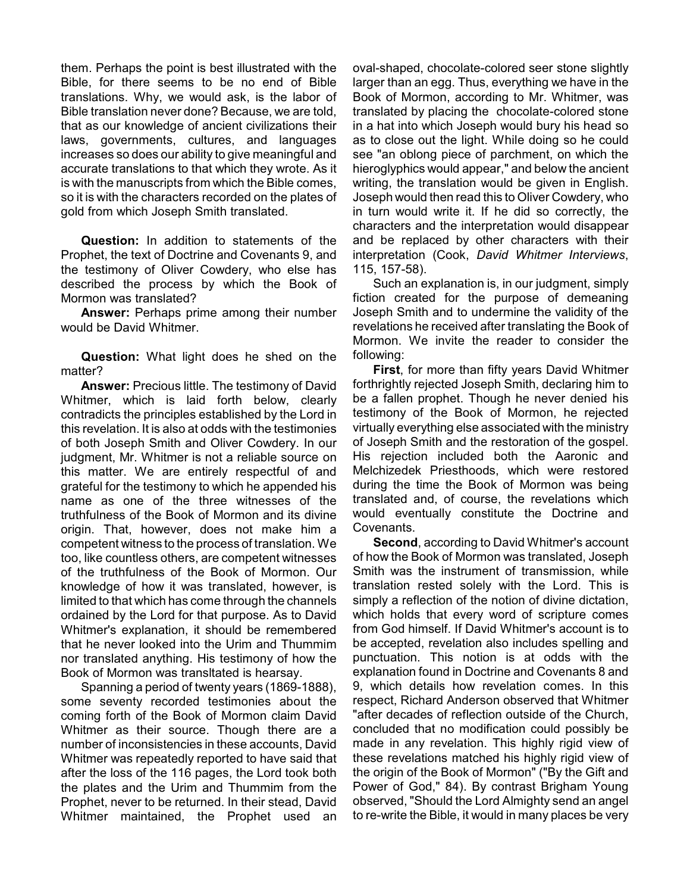them. Perhaps the point is best illustrated with the Bible, for there seems to be no end of Bible translations. Why, we would ask, is the labor of Bible translation never done? Because, we are told, that as our knowledge of ancient civilizations their laws, governments, cultures, and languages increases so does our ability to give meaningful and accurate translations to that which they wrote. As it is with the manuscripts from which the Bible comes, so it is with the characters recorded on the plates of gold from which Joseph Smith translated.

**Question:** In addition to statements of the Prophet, the text of Doctrine and Covenants 9, and the testimony of Oliver Cowdery, who else has described the process by which the Book of Mormon was translated?

**Answer:** Perhaps prime among their number would be David Whitmer.

**Question:** What light does he shed on the matter?

**Answer:** Precious little. The testimony of David Whitmer, which is laid forth below, clearly contradicts the principles established by the Lord in this revelation. It is also at odds with the testimonies of both Joseph Smith and Oliver Cowdery. In our judgment, Mr. Whitmer is not a reliable source on this matter. We are entirely respectful of and grateful for the testimony to which he appended his name as one of the three witnesses of the truthfulness of the Book of Mormon and its divine origin. That, however, does not make him a competent witness to the process of translation. We too, like countless others, are competent witnesses of the truthfulness of the Book of Mormon. Our knowledge of how it was translated, however, is limited to that which has come through the channels ordained by the Lord for that purpose. As to David Whitmer's explanation, it should be remembered that he never looked into the Urim and Thummim nor translated anything. His testimony of how the Book of Mormon was transltated is hearsay.

Spanning a period of twenty years (1869-1888), some seventy recorded testimonies about the coming forth of the Book of Mormon claim David Whitmer as their source. Though there are a number of inconsistencies in these accounts, David Whitmer was repeatedly reported to have said that after the loss of the 116 pages, the Lord took both the plates and the Urim and Thummim from the Prophet, never to be returned. In their stead, David Whitmer maintained, the Prophet used an oval-shaped, chocolate-colored seer stone slightly larger than an egg. Thus, everything we have in the Book of Mormon, according to Mr. Whitmer, was translated by placing the chocolate-colored stone in a hat into which Joseph would bury his head so as to close out the light. While doing so he could see "an oblong piece of parchment, on which the hieroglyphics would appear," and below the ancient writing, the translation would be given in English. Joseph would then read this to Oliver Cowdery, who in turn would write it. If he did so correctly, the characters and the interpretation would disappear and be replaced by other characters with their interpretation (Cook, *David Whitmer Interviews*, 115, 157-58).

Such an explanation is, in our judgment, simply fiction created for the purpose of demeaning Joseph Smith and to undermine the validity of the revelations he received after translating the Book of Mormon. We invite the reader to consider the following:

**First**, for more than fifty years David Whitmer forthrightly rejected Joseph Smith, declaring him to be a fallen prophet. Though he never denied his testimony of the Book of Mormon, he rejected virtually everything else associated with the ministry of Joseph Smith and the restoration of the gospel. His rejection included both the Aaronic and Melchizedek Priesthoods, which were restored during the time the Book of Mormon was being translated and, of course, the revelations which would eventually constitute the Doctrine and Covenants.

**Second**, according to David Whitmer's account of how the Book of Mormon was translated, Joseph Smith was the instrument of transmission, while translation rested solely with the Lord. This is simply a reflection of the notion of divine dictation, which holds that every word of scripture comes from God himself. If David Whitmer's account is to be accepted, revelation also includes spelling and punctuation. This notion is at odds with the explanation found in Doctrine and Covenants 8 and 9, which details how revelation comes. In this respect, Richard Anderson observed that Whitmer "after decades of reflection outside of the Church, concluded that no modification could possibly be made in any revelation. This highly rigid view of these revelations matched his highly rigid view of the origin of the Book of Mormon" ("By the Gift and Power of God," 84). By contrast Brigham Young observed, "Should the Lord Almighty send an angel to re-write the Bible, it would in many places be very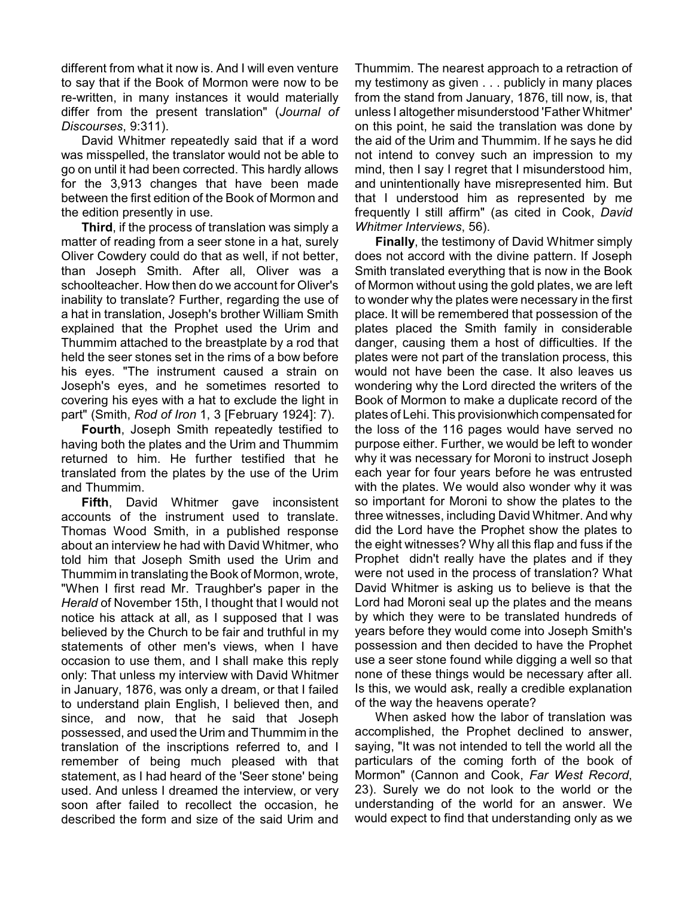different from what it now is. And I will even venture to say that if the Book of Mormon were now to be re-written, in many instances it would materially differ from the present translation" (*Journal of Discourses*, 9:311).

David Whitmer repeatedly said that if a word was misspelled, the translator would not be able to go on until it had been corrected. This hardly allows for the 3,913 changes that have been made between the first edition of the Book of Mormon and the edition presently in use.

**Third**, if the process of translation was simply a matter of reading from a seer stone in a hat, surely Oliver Cowdery could do that as well, if not better, than Joseph Smith. After all, Oliver was a schoolteacher. How then do we account for Oliver's inability to translate? Further, regarding the use of a hat in translation, Joseph's brother William Smith explained that the Prophet used the Urim and Thummim attached to the breastplate by a rod that held the seer stones set in the rims of a bow before his eyes. "The instrument caused a strain on Joseph's eyes, and he sometimes resorted to covering his eyes with a hat to exclude the light in part" (Smith, *Rod of Iron* 1, 3 [February 1924]: 7).

**Fourth**, Joseph Smith repeatedly testified to having both the plates and the Urim and Thummim returned to him. He further testified that he translated from the plates by the use of the Urim and Thummim.

**Fifth**, David Whitmer gave inconsistent accounts of the instrument used to translate. Thomas Wood Smith, in a published response about an interview he had with David Whitmer, who told him that Joseph Smith used the Urim and Thummim in translating the Book of Mormon, wrote, "When I first read Mr. Traughber's paper in the *Herald* of November 15th, I thought that I would not notice his attack at all, as I supposed that I was believed by the Church to be fair and truthful in my statements of other men's views, when I have occasion to use them, and I shall make this reply only: That unless my interview with David Whitmer in January, 1876, was only a dream, or that I failed to understand plain English, I believed then, and since, and now, that he said that Joseph possessed, and used the Urim and Thummim in the translation of the inscriptions referred to, and I remember of being much pleased with that statement, as I had heard of the 'Seer stone' being used. And unless I dreamed the interview, or very soon after failed to recollect the occasion, he described the form and size of the said Urim and Thummim. The nearest approach to a retraction of my testimony as given . . . publicly in many places from the stand from January, 1876, till now, is, that unless I altogether misunderstood 'Father Whitmer' on this point, he said the translation was done by the aid of the Urim and Thummim. If he says he did not intend to convey such an impression to my mind, then I say I regret that I misunderstood him, and unintentionally have misrepresented him. But that I understood him as represented by me frequently I still affirm" (as cited in Cook, *David Whitmer Interviews*, 56).

**Finally**, the testimony of David Whitmer simply does not accord with the divine pattern. If Joseph Smith translated everything that is now in the Book of Mormon without using the gold plates, we are left to wonder why the plates were necessary in the first place. It will be remembered that possession of the plates placed the Smith family in considerable danger, causing them a host of difficulties. If the plates were not part of the translation process, this would not have been the case. It also leaves us wondering why the Lord directed the writers of the Book of Mormon to make a duplicate record of the plates of Lehi. This provisionwhich compensated for the loss of the 116 pages would have served no purpose either. Further, we would be left to wonder why it was necessary for Moroni to instruct Joseph each year for four years before he was entrusted with the plates. We would also wonder why it was so important for Moroni to show the plates to the three witnesses, including David Whitmer. And why did the Lord have the Prophet show the plates to the eight witnesses? Why all this flap and fuss if the Prophet didn't really have the plates and if they were not used in the process of translation? What David Whitmer is asking us to believe is that the Lord had Moroni seal up the plates and the means by which they were to be translated hundreds of years before they would come into Joseph Smith's possession and then decided to have the Prophet use a seer stone found while digging a well so that none of these things would be necessary after all. Is this, we would ask, really a credible explanation of the way the heavens operate?

When asked how the labor of translation was accomplished, the Prophet declined to answer, saying, "It was not intended to tell the world all the particulars of the coming forth of the book of Mormon" (Cannon and Cook, *Far West Record*, 23). Surely we do not look to the world or the understanding of the world for an answer. We would expect to find that understanding only as we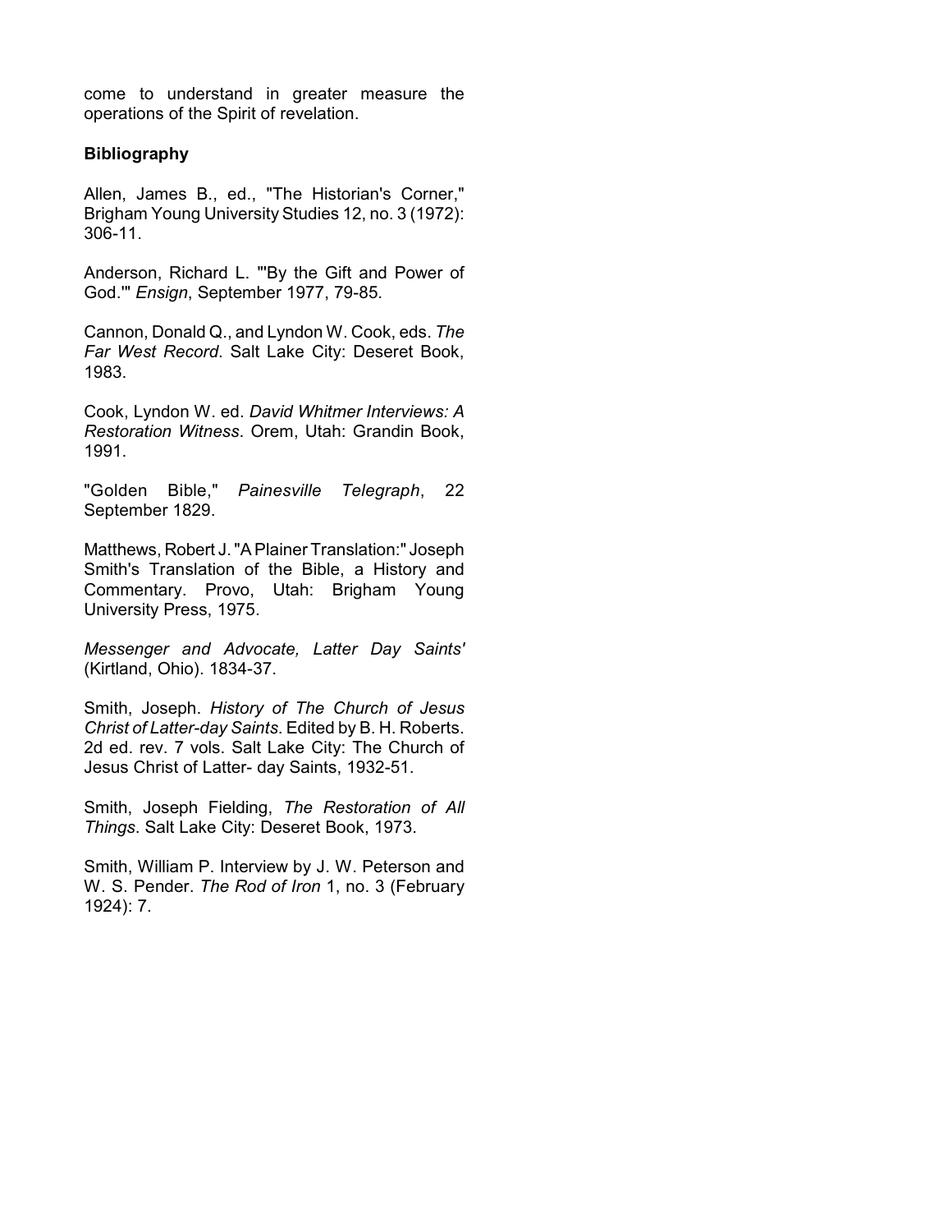come to understand in greater measure the operations of the Spirit of revelation.

**Bibliography**

Allen, James B., ed., "The Historian's Corner," Brigham Young University Studies 12, no. 3 (1972): 306-11.

Anderson, Richard L. "'By the Gift and Power of God.'" *Ensign*, September 1977, 79-85.

Cannon, Donald Q., and Lyndon W. Cook, eds. *The Far West Record*. Salt Lake City: Deseret Book, 1983.

Cook, Lyndon W. ed. *David Whitmer Interviews: A Restoration Witness*. Orem, Utah: Grandin Book, 1991.

"Golden Bible," *Painesville Telegraph*, 22 September 1829.

Matthews, Robert J. "A Plainer Translation:" Joseph Smith's Translation of the Bible, a History and Commentary. Provo, Utah: Brigham Young University Press, 1975.

*Messenger and Advocate, Latter Day Saints'* (Kirtland, Ohio). 1834-37.

Smith, Joseph. *History of The Church of Jesus Christ of Latter-day Saints*. Edited by B. H. Roberts. 2d ed. rev. 7 vols. Salt Lake City: The Church of Jesus Christ of Latter- day Saints, 1932-51.

Smith, Joseph Fielding, *The Restoration of All Things*. Salt Lake City: Deseret Book, 1973.

Smith, William P. Interview by J. W. Peterson and W. S. Pender. *The Rod of Iron* 1, no. 3 (February 1924): 7.